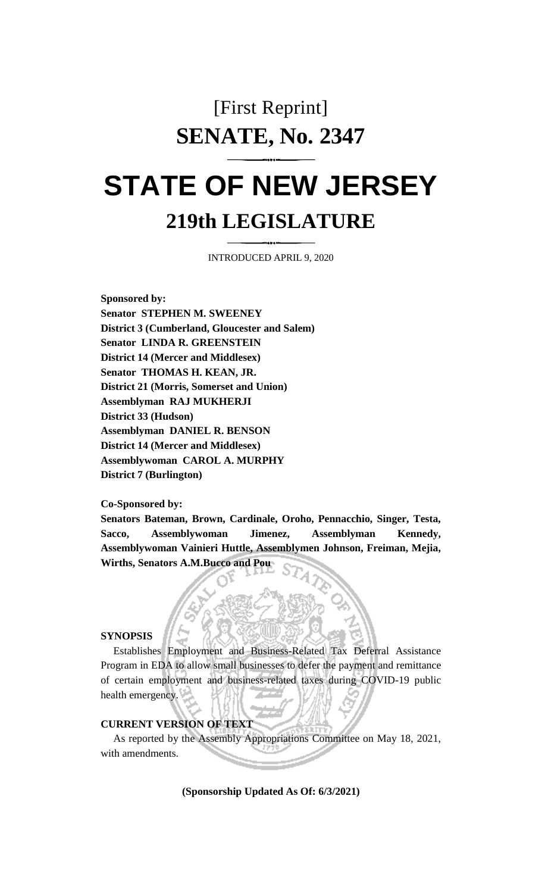[First Reprint]

# SENATE, No. 2347

# STATE OF NEW JERSEY

## 219th LEGISLATURE

INTRODUCED APRIL 9, 2020

**Sponsored by:**
**Senator STEPHEN M. SWEENEY**
**District 3 (Cumberland, Gloucester and Salem)**
**Senator LINDA R. GREENSTEIN**
**District 14 (Mercer and Middlesex)**
**Senator THOMAS H. KEAN, JR.**
**District 21 (Morris, Somerset and Union)**
**Assemblyman RAJ MUKHERJI**
**District 33 (Hudson)**
**Assemblyman DANIEL R. BENSON**
**District 14 (Mercer and Middlesex)**
**Assemblywoman CAROL A. MURPHY**
**District 7 (Burlington)**

**Co-Sponsored by:**
**Senators Bateman, Brown, Cardinale, Oroho, Pennacchio, Singer, Testa, Sacco, Assemblywoman Jimenez, Assemblyman Kennedy, Assemblywoman Vainieri Huttle, Assemblymen Johnson, Freiman, Mejia, Wirths, Senators A.M.Bucco and Pou**

**SYNOPSIS**

Establishes Employment and Business-Related Tax Deferral Assistance Program in EDA to allow small businesses to defer the payment and remittance of certain employment and business-related taxes during COVID-19 public health emergency.

**CURRENT VERSION OF TEXT**

As reported by the Assembly Appropriations Committee on May 18, 2021, with amendments.

**(Sponsorship Updated As Of: 6/3/2021)**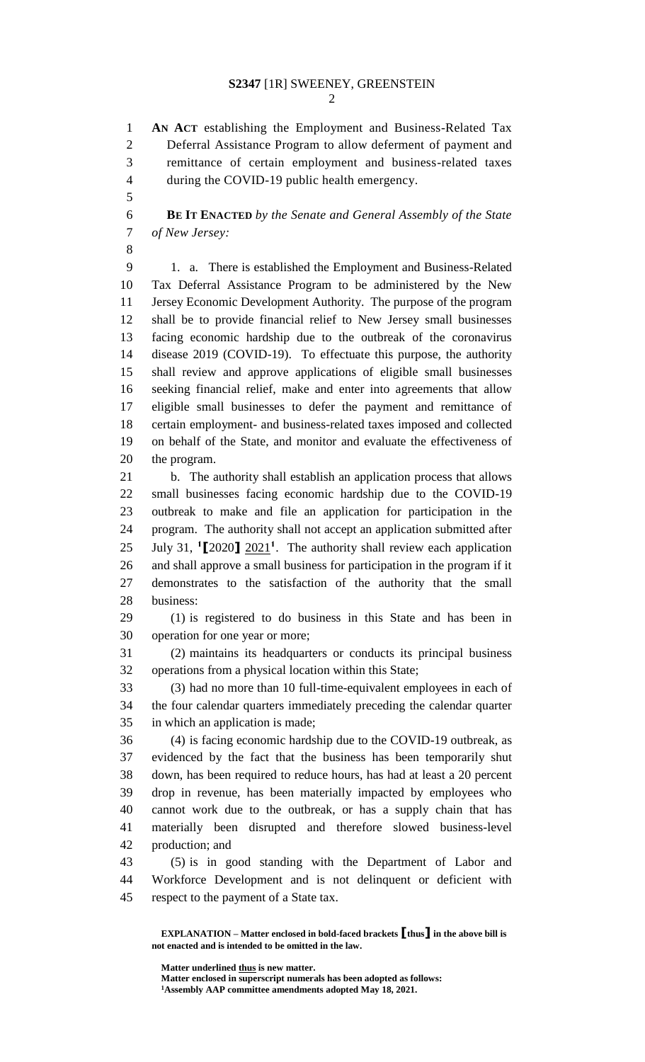**AN ACT** establishing the Employment and Business-Related Tax Deferral Assistance Program to allow deferment of payment and remittance of certain employment and business-related taxes during the COVID-19 public health emergency.

**BE IT ENACTED** *by the Senate and General Assembly of the State of New Jersey:*

1. a. There is established the Employment and Business-Related Tax Deferral Assistance Program to be administered by the New Jersey Economic Development Authority. The purpose of the program shall be to provide financial relief to New Jersey small businesses facing economic hardship due to the outbreak of the coronavirus disease 2019 (COVID-19). To effectuate this purpose, the authority shall review and approve applications of eligible small businesses seeking financial relief, make and enter into agreements that allow eligible small businesses to defer the payment and remittance of certain employment- and business-related taxes imposed and collected on behalf of the State, and monitor and evaluate the effectiveness of the program.

b. The authority shall establish an application process that allows small businesses facing economic hardship due to the COVID-19 outbreak to make and file an application for participation in the program. The authority shall not accept an application submitted after July 31, [1]**[**2020**]** <u>2021</u>[1]. The authority shall review each application and shall approve a small business for participation in the program if it demonstrates to the satisfaction of the authority that the small business:

(1) is registered to do business in this State and has been in operation for one year or more;

(2) maintains its headquarters or conducts its principal business operations from a physical location within this State;

(3) had no more than 10 full-time-equivalent employees in each of the four calendar quarters immediately preceding the calendar quarter in which an application is made;

(4) is facing economic hardship due to the COVID-19 outbreak, as evidenced by the fact that the business has been temporarily shut down, has been required to reduce hours, has had at least a 20 percent drop in revenue, has been materially impacted by employees who cannot work due to the outbreak, or has a supply chain that has materially been disrupted and therefore slowed business-level production; and

(5) is in good standing with the Department of Labor and Workforce Development and is not delinquent or deficient with respect to the payment of a State tax.

---

**EXPLANATION – Matter enclosed in bold-faced brackets [thus] in the above bill is not enacted and is intended to be omitted in the law.**

**Matter underlined <u>thus</u> is new matter.**
**Matter enclosed in superscript numerals has been adopted as follows:**
**[1]Assembly AAP committee amendments adopted May 18, 2021.**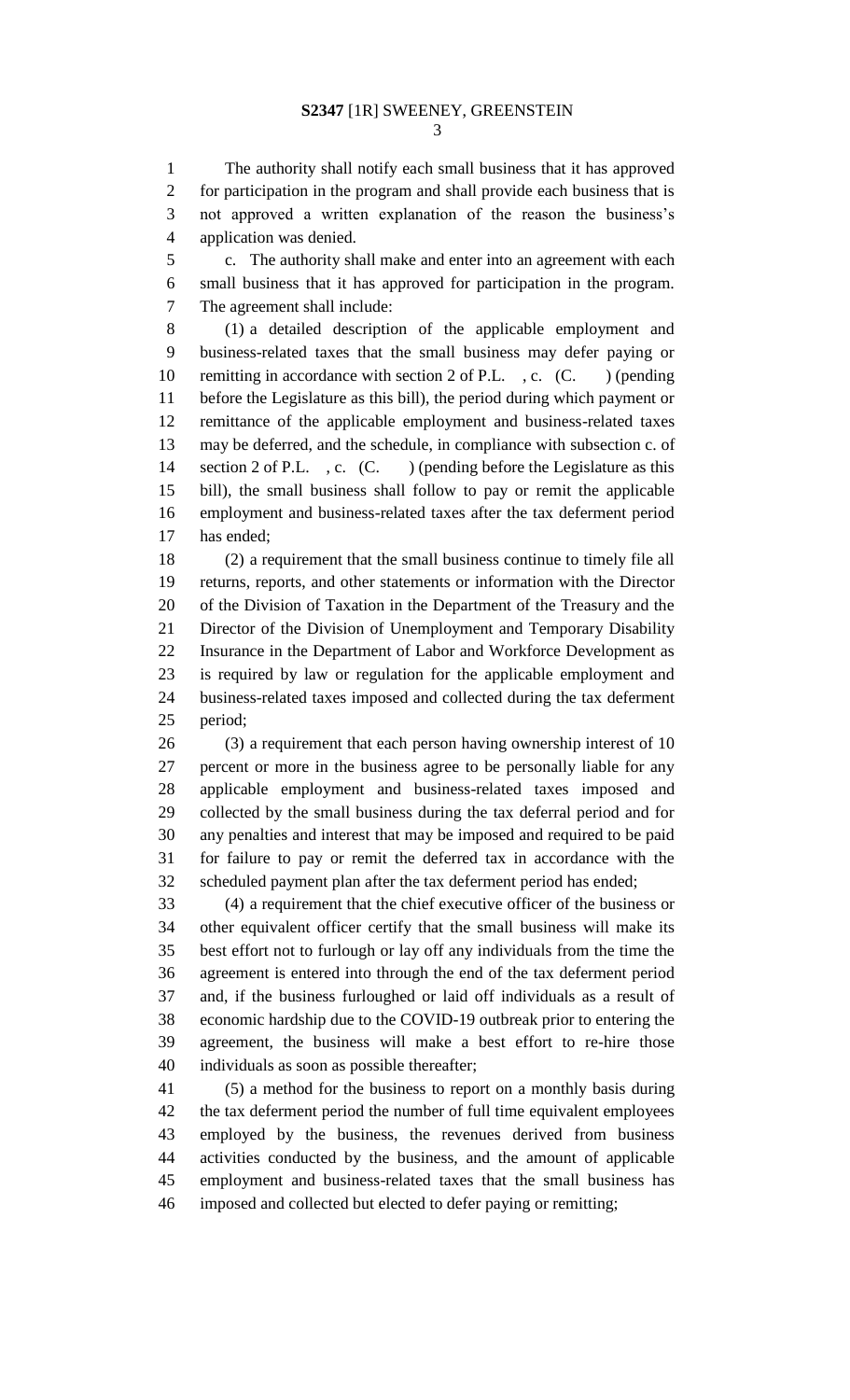The authority shall notify each small business that it has approved for participation in the program and shall provide each business that is not approved a written explanation of the reason the business's application was denied.

c. The authority shall make and enter into an agreement with each small business that it has approved for participation in the program. The agreement shall include:

(1) a detailed description of the applicable employment and business-related taxes that the small business may defer paying or remitting in accordance with section 2 of P.L. , c. (C. ) (pending before the Legislature as this bill), the period during which payment or remittance of the applicable employment and business-related taxes may be deferred, and the schedule, in compliance with subsection c. of section 2 of P.L. , c. (C. ) (pending before the Legislature as this bill), the small business shall follow to pay or remit the applicable employment and business-related taxes after the tax deferment period has ended;

(2) a requirement that the small business continue to timely file all returns, reports, and other statements or information with the Director of the Division of Taxation in the Department of the Treasury and the Director of the Division of Unemployment and Temporary Disability Insurance in the Department of Labor and Workforce Development as is required by law or regulation for the applicable employment and business-related taxes imposed and collected during the tax deferment period;

(3) a requirement that each person having ownership interest of 10 percent or more in the business agree to be personally liable for any applicable employment and business-related taxes imposed and collected by the small business during the tax deferral period and for any penalties and interest that may be imposed and required to be paid for failure to pay or remit the deferred tax in accordance with the scheduled payment plan after the tax deferment period has ended;

(4) a requirement that the chief executive officer of the business or other equivalent officer certify that the small business will make its best effort not to furlough or lay off any individuals from the time the agreement is entered into through the end of the tax deferment period and, if the business furloughed or laid off individuals as a result of economic hardship due to the COVID-19 outbreak prior to entering the agreement, the business will make a best effort to re-hire those individuals as soon as possible thereafter;

(5) a method for the business to report on a monthly basis during the tax deferment period the number of full time equivalent employees employed by the business, the revenues derived from business activities conducted by the business, and the amount of applicable employment and business-related taxes that the small business has imposed and collected but elected to defer paying or remitting;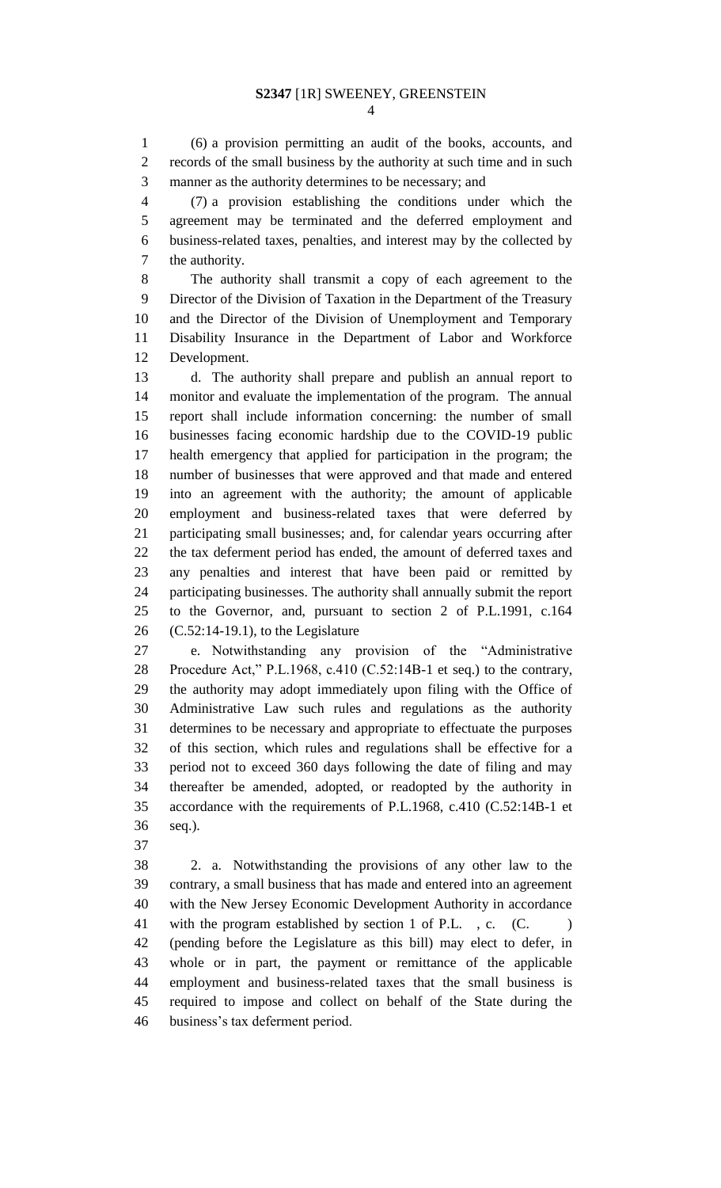(6) a provision permitting an audit of the books, accounts, and records of the small business by the authority at such time and in such manner as the authority determines to be necessary; and

(7) a provision establishing the conditions under which the agreement may be terminated and the deferred employment and business-related taxes, penalties, and interest may by the collected by the authority.

The authority shall transmit a copy of each agreement to the Director of the Division of Taxation in the Department of the Treasury and the Director of the Division of Unemployment and Temporary Disability Insurance in the Department of Labor and Workforce Development.

d. The authority shall prepare and publish an annual report to monitor and evaluate the implementation of the program. The annual report shall include information concerning: the number of small businesses facing economic hardship due to the COVID-19 public health emergency that applied for participation in the program; the number of businesses that were approved and that made and entered into an agreement with the authority; the amount of applicable employment and business-related taxes that were deferred by participating small businesses; and, for calendar years occurring after the tax deferment period has ended, the amount of deferred taxes and any penalties and interest that have been paid or remitted by participating businesses. The authority shall annually submit the report to the Governor, and, pursuant to section 2 of P.L.1991, c.164 (C.52:14-19.1), to the Legislature

e. Notwithstanding any provision of the "Administrative Procedure Act," P.L.1968, c.410 (C.52:14B-1 et seq.) to the contrary, the authority may adopt immediately upon filing with the Office of Administrative Law such rules and regulations as the authority determines to be necessary and appropriate to effectuate the purposes of this section, which rules and regulations shall be effective for a period not to exceed 360 days following the date of filing and may thereafter be amended, adopted, or readopted by the authority in accordance with the requirements of P.L.1968, c.410 (C.52:14B-1 et seq.).

2. a. Notwithstanding the provisions of any other law to the contrary, a small business that has made and entered into an agreement with the New Jersey Economic Development Authority in accordance with the program established by section 1 of P.L. , c. (C. ) (pending before the Legislature as this bill) may elect to defer, in whole or in part, the payment or remittance of the applicable employment and business-related taxes that the small business is required to impose and collect on behalf of the State during the business's tax deferment period.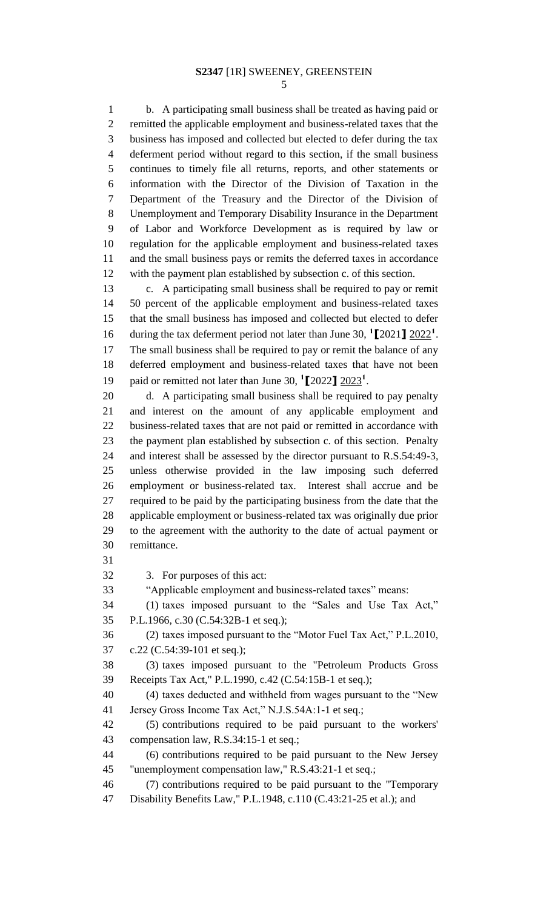b. A participating small business shall be treated as having paid or remitted the applicable employment and business-related taxes that the business has imposed and collected but elected to defer during the tax deferment period without regard to this section, if the small business continues to timely file all returns, reports, and other statements or information with the Director of the Division of Taxation in the Department of the Treasury and the Director of the Division of Unemployment and Temporary Disability Insurance in the Department of Labor and Workforce Development as is required by law or regulation for the applicable employment and business-related taxes and the small business pays or remits the deferred taxes in accordance with the payment plan established by subsection c. of this section.

c. A participating small business shall be required to pay or remit 50 percent of the applicable employment and business-related taxes that the small business has imposed and collected but elected to defer during the tax deferment period not later than June 30, [1]【2021】 2022[1]. The small business shall be required to pay or remit the balance of any deferred employment and business-related taxes that have not been paid or remitted not later than June 30, [1]【2022】 2023[1].

d. A participating small business shall be required to pay penalty and interest on the amount of any applicable employment and business-related taxes that are not paid or remitted in accordance with the payment plan established by subsection c. of this section. Penalty and interest shall be assessed by the director pursuant to R.S.54:49-3, unless otherwise provided in the law imposing such deferred employment or business-related tax. Interest shall accrue and be required to be paid by the participating business from the date that the applicable employment or business-related tax was originally due prior to the agreement with the authority to the date of actual payment or remittance.

3. For purposes of this act:

"Applicable employment and business-related taxes" means:

(1) taxes imposed pursuant to the "Sales and Use Tax Act," P.L.1966, c.30 (C.54:32B-1 et seq.);

(2) taxes imposed pursuant to the "Motor Fuel Tax Act," P.L.2010, c.22 (C.54:39-101 et seq.);

(3) taxes imposed pursuant to the "Petroleum Products Gross Receipts Tax Act," P.L.1990, c.42 (C.54:15B-1 et seq.);

(4) taxes deducted and withheld from wages pursuant to the "New Jersey Gross Income Tax Act," N.J.S.54A:1-1 et seq.;

(5) contributions required to be paid pursuant to the workers' compensation law, R.S.34:15-1 et seq.;

(6) contributions required to be paid pursuant to the New Jersey "unemployment compensation law," R.S.43:21-1 et seq.;

(7) contributions required to be paid pursuant to the "Temporary Disability Benefits Law," P.L.1948, c.110 (C.43:21-25 et al.); and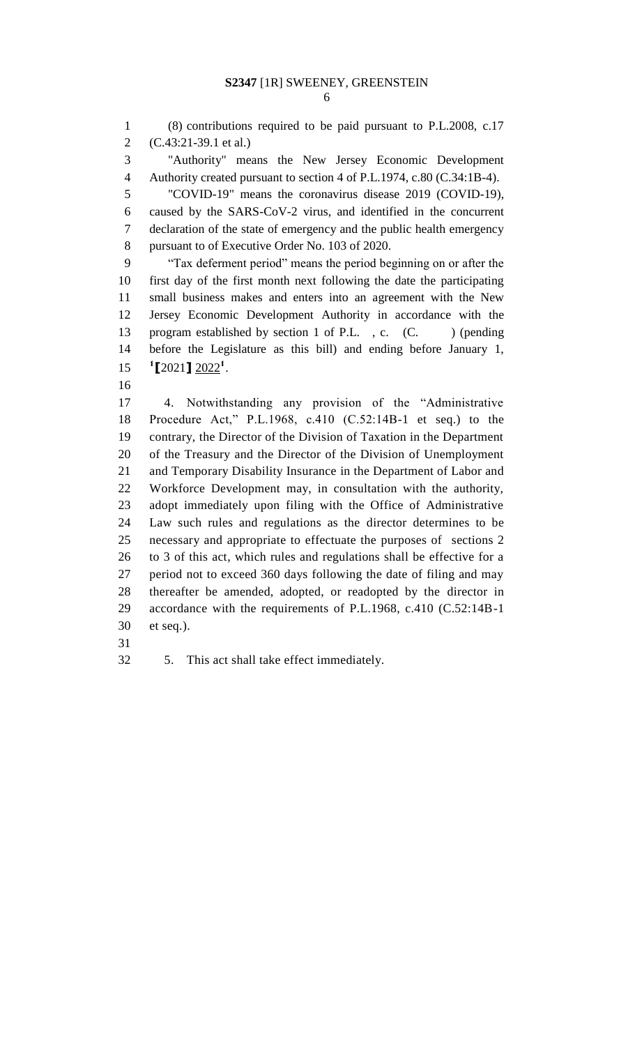(8) contributions required to be paid pursuant to P.L.2008, c.17 (C.43:21-39.1 et al.)

"Authority" means the New Jersey Economic Development Authority created pursuant to section 4 of P.L.1974, c.80 (C.34:1B-4).

"COVID-19" means the coronavirus disease 2019 (COVID-19), caused by the SARS-CoV-2 virus, and identified in the concurrent declaration of the state of emergency and the public health emergency pursuant to of Executive Order No. 103 of 2020.

"Tax deferment period" means the period beginning on or after the first day of the first month next following the date the participating small business makes and enters into an agreement with the New Jersey Economic Development Authority in accordance with the program established by section 1 of P.L. , c. (C. ) (pending before the Legislature as this bill) and ending before January 1, [1]【2021】 2022[1].

4. Notwithstanding any provision of the "Administrative Procedure Act," P.L.1968, c.410 (C.52:14B-1 et seq.) to the contrary, the Director of the Division of Taxation in the Department of the Treasury and the Director of the Division of Unemployment and Temporary Disability Insurance in the Department of Labor and Workforce Development may, in consultation with the authority, adopt immediately upon filing with the Office of Administrative Law such rules and regulations as the director determines to be necessary and appropriate to effectuate the purposes of sections 2 to 3 of this act, which rules and regulations shall be effective for a period not to exceed 360 days following the date of filing and may thereafter be amended, adopted, or readopted by the director in accordance with the requirements of P.L.1968, c.410 (C.52:14B-1 et seq.).

5. This act shall take effect immediately.